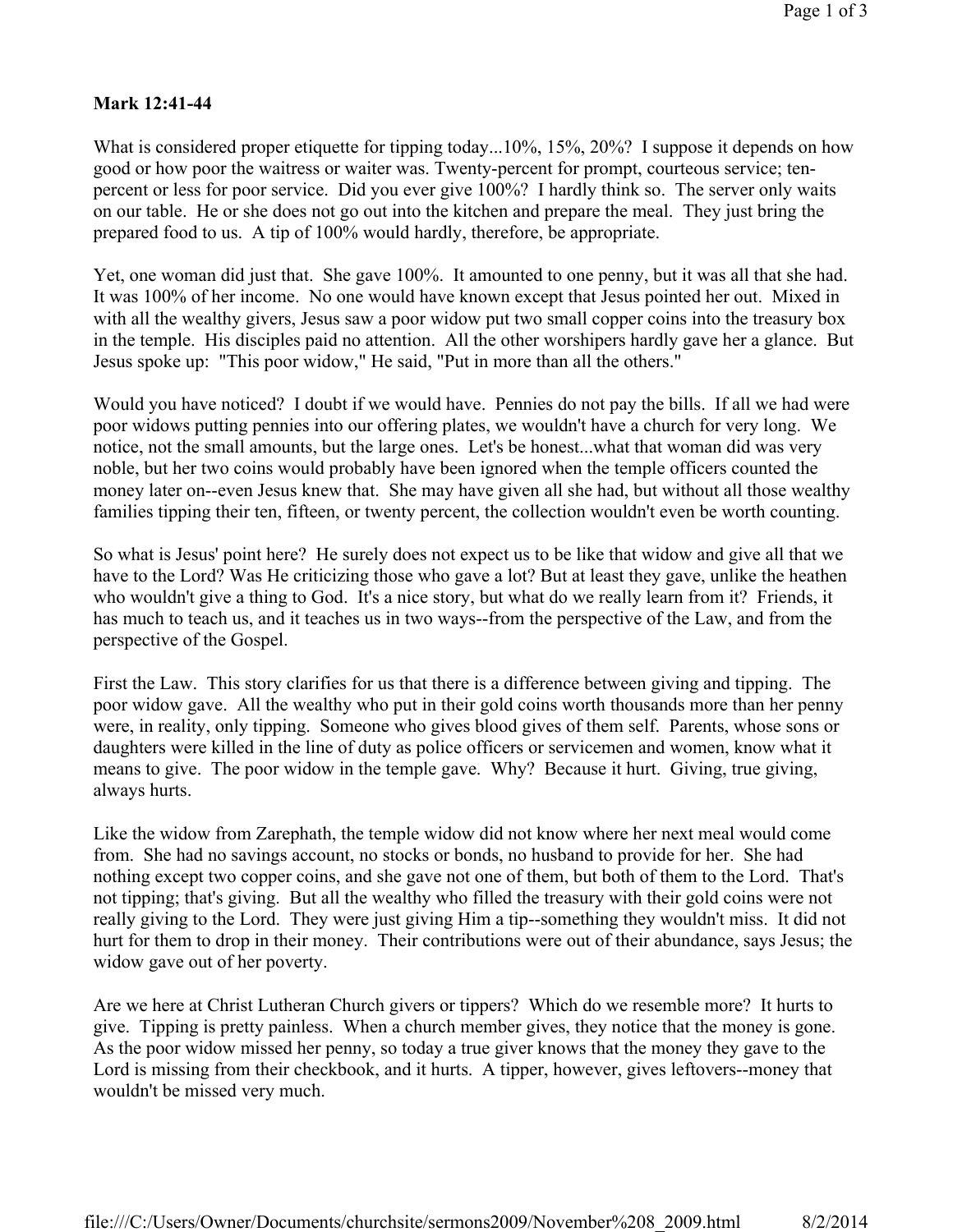**Mark 12:41-44**

What is considered proper etiquette for tipping today...10%, 15%, 20%? I suppose it depends on how good or how poor the waitress or waiter was. Twenty-percent for prompt, courteous service; ten-percent or less for poor service. Did you ever give 100%? I hardly think so. The server only waits on our table. He or she does not go out into the kitchen and prepare the meal. They just bring the prepared food to us. A tip of 100% would hardly, therefore, be appropriate.

Yet, one woman did just that. She gave 100%. It amounted to one penny, but it was all that she had. It was 100% of her income. No one would have known except that Jesus pointed her out. Mixed in with all the wealthy givers, Jesus saw a poor widow put two small copper coins into the treasury box in the temple. His disciples paid no attention. All the other worshipers hardly gave her a glance. But Jesus spoke up: "This poor widow," He said, "Put in more than all the others."

Would you have noticed? I doubt if we would have. Pennies do not pay the bills. If all we had were poor widows putting pennies into our offering plates, we wouldn't have a church for very long. We notice, not the small amounts, but the large ones. Let's be honest...what that woman did was very noble, but her two coins would probably have been ignored when the temple officers counted the money later on--even Jesus knew that. She may have given all she had, but without all those wealthy families tipping their ten, fifteen, or twenty percent, the collection wouldn't even be worth counting.

So what is Jesus' point here? He surely does not expect us to be like that widow and give all that we have to the Lord? Was He criticizing those who gave a lot? But at least they gave, unlike the heathen who wouldn't give a thing to God. It's a nice story, but what do we really learn from it? Friends, it has much to teach us, and it teaches us in two ways--from the perspective of the Law, and from the perspective of the Gospel.

First the Law. This story clarifies for us that there is a difference between giving and tipping. The poor widow gave. All the wealthy who put in their gold coins worth thousands more than her penny were, in reality, only tipping. Someone who gives blood gives of them self. Parents, whose sons or daughters were killed in the line of duty as police officers or servicemen and women, know what it means to give. The poor widow in the temple gave. Why? Because it hurt. Giving, true giving, always hurts.

Like the widow from Zarephath, the temple widow did not know where her next meal would come from. She had no savings account, no stocks or bonds, no husband to provide for her. She had nothing except two copper coins, and she gave not one of them, but both of them to the Lord. That's not tipping; that's giving. But all the wealthy who filled the treasury with their gold coins were not really giving to the Lord. They were just giving Him a tip--something they wouldn't miss. It did not hurt for them to drop in their money. Their contributions were out of their abundance, says Jesus; the widow gave out of her poverty.

Are we here at Christ Lutheran Church givers or tippers? Which do we resemble more? It hurts to give. Tipping is pretty painless. When a church member gives, they notice that the money is gone. As the poor widow missed her penny, so today a true giver knows that the money they gave to the Lord is missing from their checkbook, and it hurts. A tipper, however, gives leftovers--money that wouldn't be missed very much.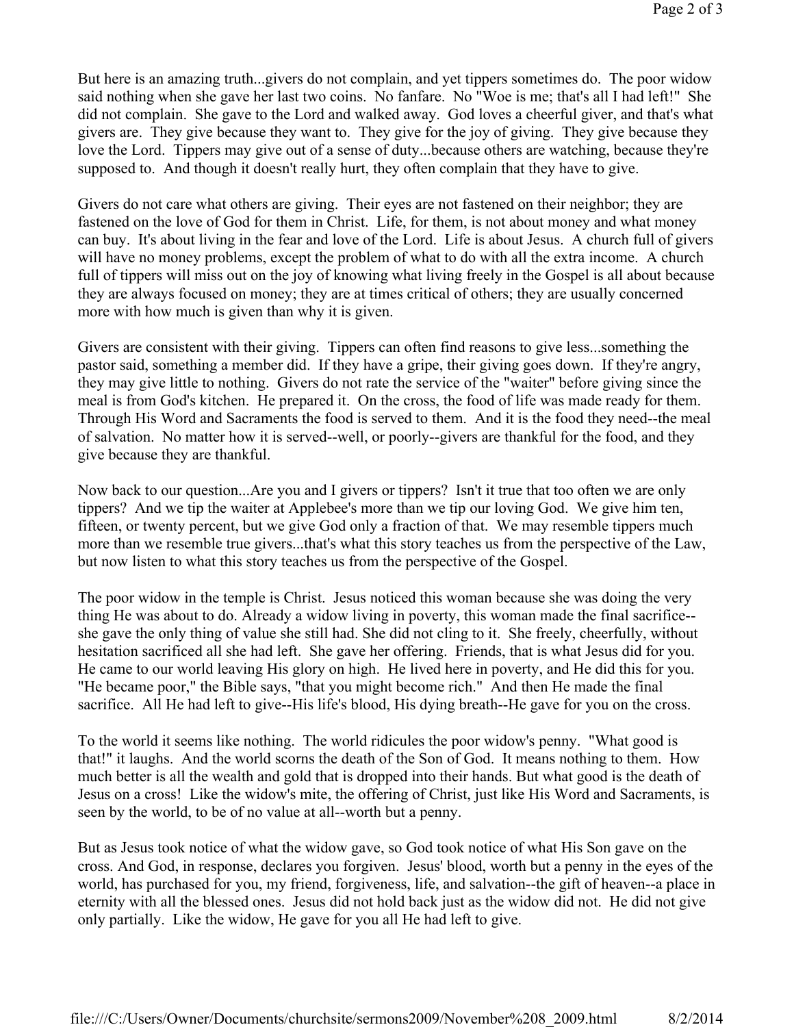But here is an amazing truth...givers do not complain, and yet tippers sometimes do. The poor widow said nothing when she gave her last two coins. No fanfare. No "Woe is me; that's all I had left!" She did not complain. She gave to the Lord and walked away. God loves a cheerful giver, and that's what givers are. They give because they want to. They give for the joy of giving. They give because they love the Lord. Tippers may give out of a sense of duty...because others are watching, because they're supposed to. And though it doesn't really hurt, they often complain that they have to give.

Givers do not care what others are giving. Their eyes are not fastened on their neighbor; they are fastened on the love of God for them in Christ. Life, for them, is not about money and what money can buy. It's about living in the fear and love of the Lord. Life is about Jesus. A church full of givers will have no money problems, except the problem of what to do with all the extra income. A church full of tippers will miss out on the joy of knowing what living freely in the Gospel is all about because they are always focused on money; they are at times critical of others; they are usually concerned more with how much is given than why it is given.

Givers are consistent with their giving. Tippers can often find reasons to give less...something the pastor said, something a member did. If they have a gripe, their giving goes down. If they're angry, they may give little to nothing. Givers do not rate the service of the "waiter" before giving since the meal is from God's kitchen. He prepared it. On the cross, the food of life was made ready for them. Through His Word and Sacraments the food is served to them. And it is the food they need--the meal of salvation. No matter how it is served--well, or poorly--givers are thankful for the food, and they give because they are thankful.

Now back to our question...Are you and I givers or tippers? Isn't it true that too often we are only tippers? And we tip the waiter at Applebee's more than we tip our loving God. We give him ten, fifteen, or twenty percent, but we give God only a fraction of that. We may resemble tippers much more than we resemble true givers...that's what this story teaches us from the perspective of the Law, but now listen to what this story teaches us from the perspective of the Gospel.

The poor widow in the temple is Christ. Jesus noticed this woman because she was doing the very thing He was about to do. Already a widow living in poverty, this woman made the final sacrifice--she gave the only thing of value she still had. She did not cling to it. She freely, cheerfully, without hesitation sacrificed all she had left. She gave her offering. Friends, that is what Jesus did for you. He came to our world leaving His glory on high. He lived here in poverty, and He did this for you. "He became poor," the Bible says, "that you might become rich." And then He made the final sacrifice. All He had left to give--His life's blood, His dying breath--He gave for you on the cross.

To the world it seems like nothing. The world ridicules the poor widow's penny. "What good is that!" it laughs. And the world scorns the death of the Son of God. It means nothing to them. How much better is all the wealth and gold that is dropped into their hands. But what good is the death of Jesus on a cross! Like the widow's mite, the offering of Christ, just like His Word and Sacraments, is seen by the world, to be of no value at all--worth but a penny.

But as Jesus took notice of what the widow gave, so God took notice of what His Son gave on the cross. And God, in response, declares you forgiven. Jesus' blood, worth but a penny in the eyes of the world, has purchased for you, my friend, forgiveness, life, and salvation--the gift of heaven--a place in eternity with all the blessed ones. Jesus did not hold back just as the widow did not. He did not give only partially. Like the widow, He gave for you all He had left to give.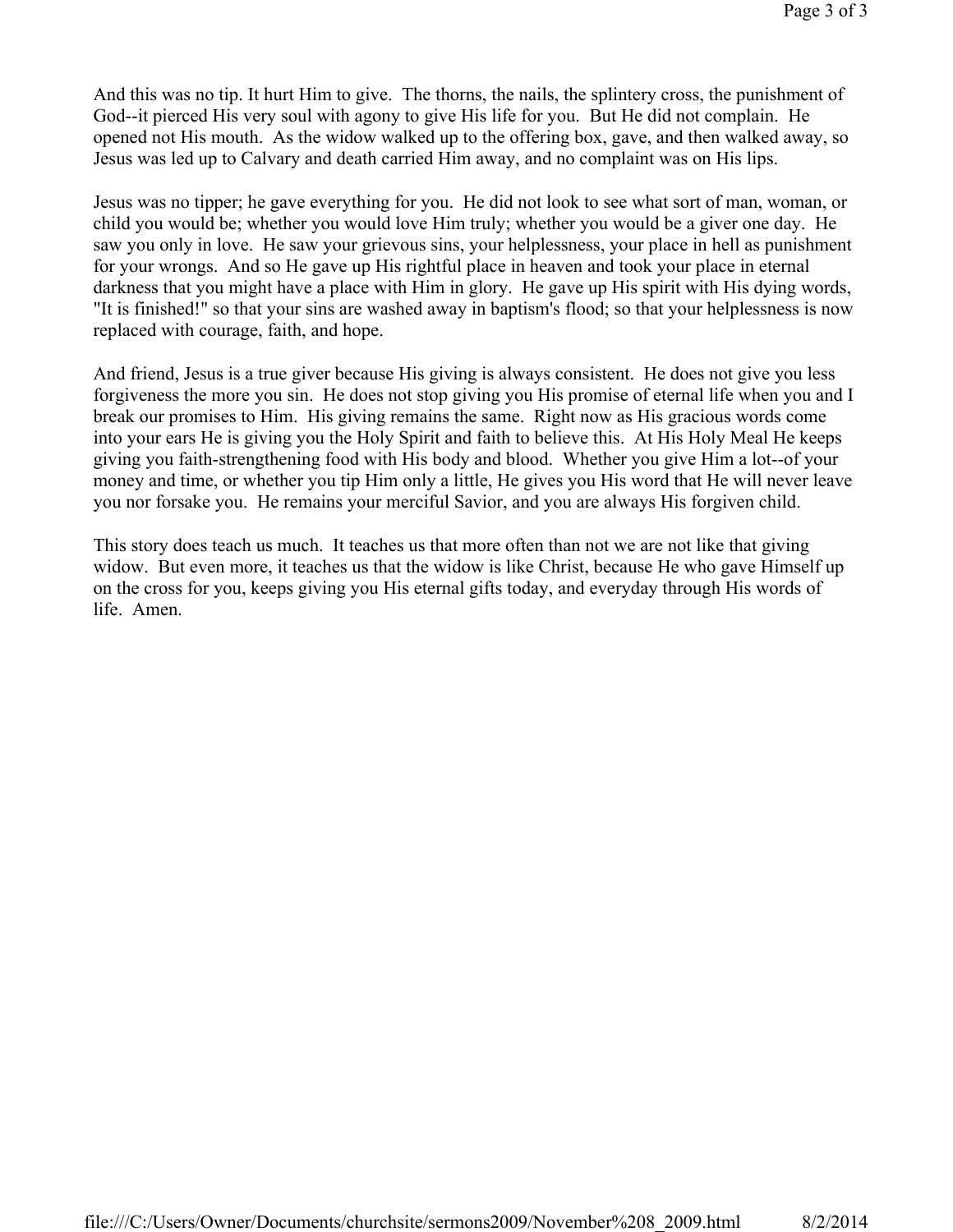And this was no tip. It hurt Him to give. The thorns, the nails, the splintery cross, the punishment of God--it pierced His very soul with agony to give His life for you. But He did not complain. He opened not His mouth. As the widow walked up to the offering box, gave, and then walked away, so Jesus was led up to Calvary and death carried Him away, and no complaint was on His lips.

Jesus was no tipper; he gave everything for you. He did not look to see what sort of man, woman, or child you would be; whether you would love Him truly; whether you would be a giver one day. He saw you only in love. He saw your grievous sins, your helplessness, your place in hell as punishment for your wrongs. And so He gave up His rightful place in heaven and took your place in eternal darkness that you might have a place with Him in glory. He gave up His spirit with His dying words, "It is finished!" so that your sins are washed away in baptism's flood; so that your helplessness is now replaced with courage, faith, and hope.

And friend, Jesus is a true giver because His giving is always consistent. He does not give you less forgiveness the more you sin. He does not stop giving you His promise of eternal life when you and I break our promises to Him. His giving remains the same. Right now as His gracious words come into your ears He is giving you the Holy Spirit and faith to believe this. At His Holy Meal He keeps giving you faith-strengthening food with His body and blood. Whether you give Him a lot--of your money and time, or whether you tip Him only a little, He gives you His word that He will never leave you nor forsake you. He remains your merciful Savior, and you are always His forgiven child.

This story does teach us much. It teaches us that more often than not we are not like that giving widow. But even more, it teaches us that the widow is like Christ, because He who gave Himself up on the cross for you, keeps giving you His eternal gifts today, and everyday through His words of life. Amen.